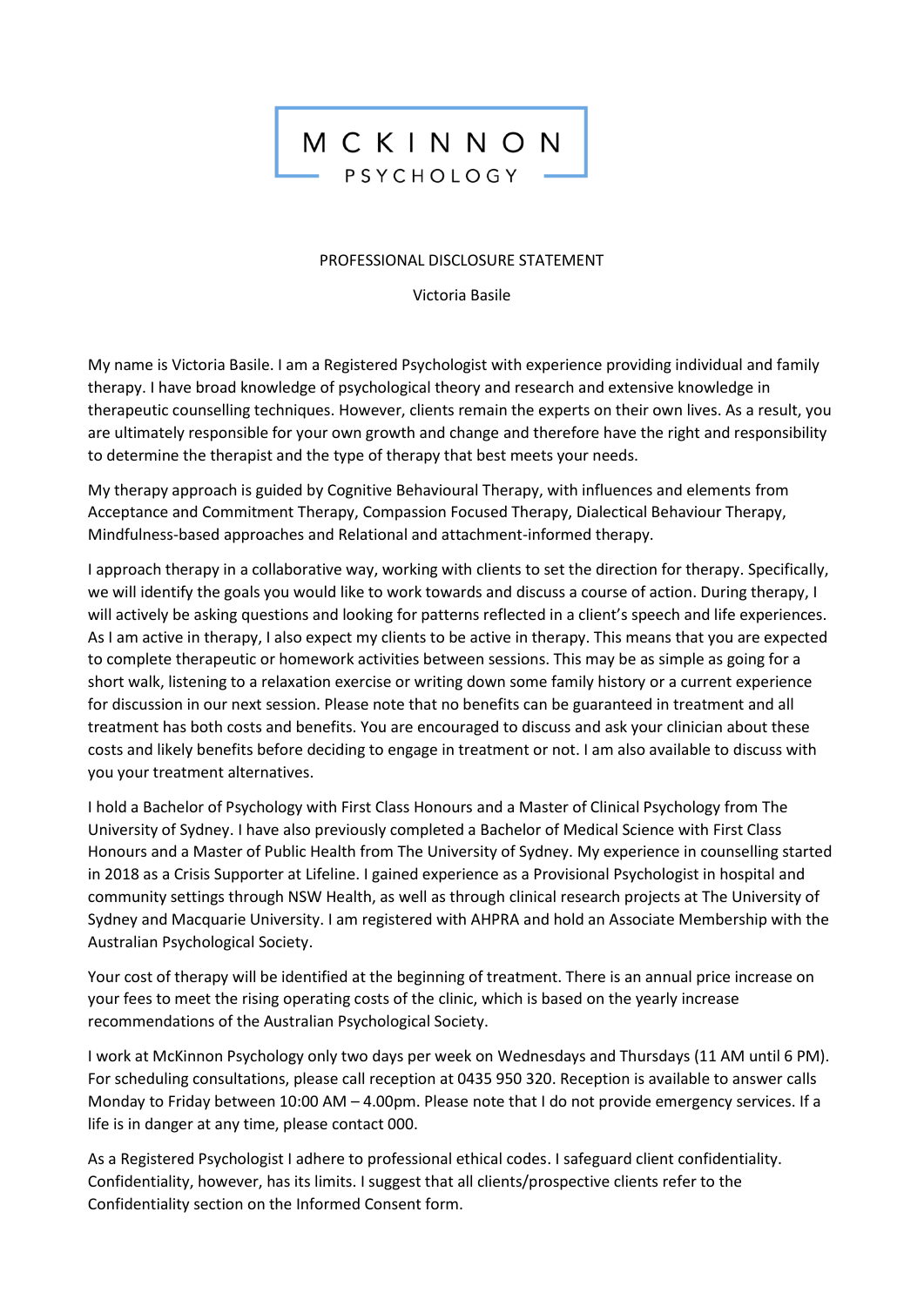# MCKINNON PSYCHOLOGY

PROFESSIONAL DISCLOSURE STATEMENT

Victoria Basile

My name is Victoria Basile. I am a Registered Psychologist with experience providing individual and family therapy. I have broad knowledge of psychological theory and research and extensive knowledge in therapeutic counselling techniques. However, clients remain the experts on their own lives. As a result, you are ultimately responsible for your own growth and change and therefore have the right and responsibility to determine the therapist and the type of therapy that best meets your needs.

My therapy approach is guided by Cognitive Behavioural Therapy, with influences and elements from Acceptance and Commitment Therapy, Compassion Focused Therapy, Dialectical Behaviour Therapy, Mindfulness-based approaches and Relational and attachment-informed therapy.

I approach therapy in a collaborative way, working with clients to set the direction for therapy. Specifically, we will identify the goals you would like to work towards and discuss a course of action. During therapy, I will actively be asking questions and looking for patterns reflected in a client's speech and life experiences. As I am active in therapy, I also expect my clients to be active in therapy. This means that you are expected to complete therapeutic or homework activities between sessions. This may be as simple as going for a short walk, listening to a relaxation exercise or writing down some family history or a current experience for discussion in our next session. Please note that no benefits can be guaranteed in treatment and all treatment has both costs and benefits. You are encouraged to discuss and ask your clinician about these costs and likely benefits before deciding to engage in treatment or not. I am also available to discuss with you your treatment alternatives.

I hold a Bachelor of Psychology with First Class Honours and a Master of Clinical Psychology from The University of Sydney. I have also previously completed a Bachelor of Medical Science with First Class Honours and a Master of Public Health from The University of Sydney. My experience in counselling started in 2018 as a Crisis Supporter at Lifeline. I gained experience as a Provisional Psychologist in hospital and community settings through NSW Health, as well as through clinical research projects at The University of Sydney and Macquarie University. I am registered with AHPRA and hold an Associate Membership with the Australian Psychological Society.

Your cost of therapy will be identified at the beginning of treatment. There is an annual price increase on your fees to meet the rising operating costs of the clinic, which is based on the yearly increase recommendations of the Australian Psychological Society.

I work at McKinnon Psychology only two days per week on Wednesdays and Thursdays (11 AM until 6 PM). For scheduling consultations, please call reception at 0435 950 320. Reception is available to answer calls Monday to Friday between 10:00 AM – 4.00pm. Please note that I do not provide emergency services. If a life is in danger at any time, please contact 000.

As a Registered Psychologist I adhere to professional ethical codes. I safeguard client confidentiality. Confidentiality, however, has its limits. I suggest that all clients/prospective clients refer to the Confidentiality section on the Informed Consent form.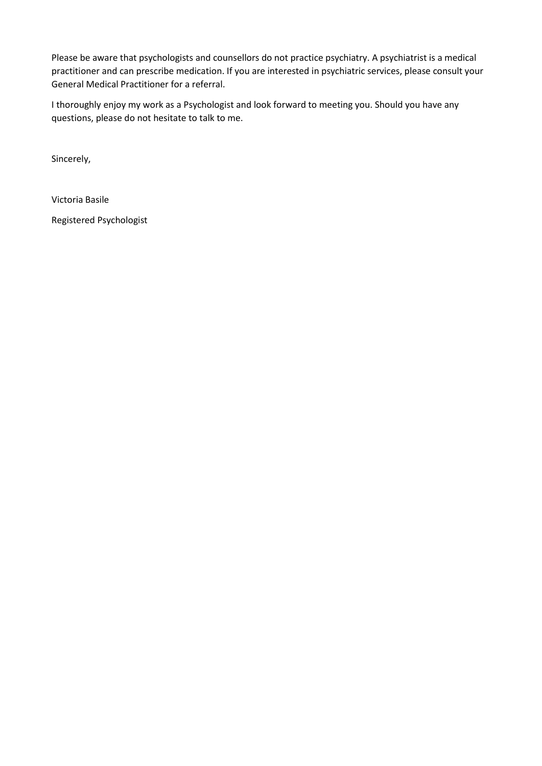Please be aware that psychologists and counsellors do not practice psychiatry. A psychiatrist is a medical practitioner and can prescribe medication. If you are interested in psychiatric services, please consult your General Medical Practitioner for a referral.

I thoroughly enjoy my work as a Psychologist and look forward to meeting you. Should you have any questions, please do not hesitate to talk to me.

Sincerely,

Victoria Basile

Registered Psychologist